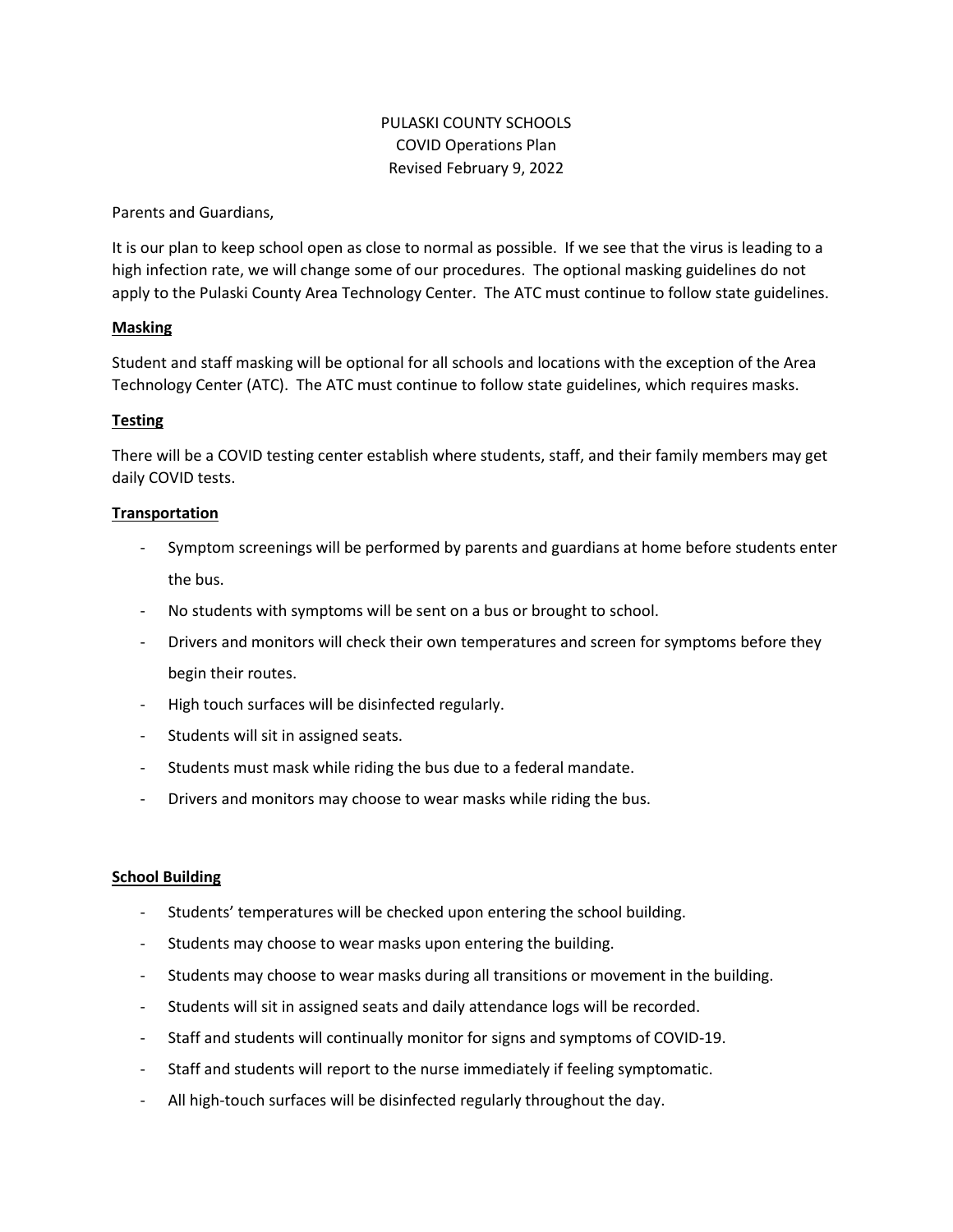# PULASKI COUNTY SCHOOLS
## COVID Operations Plan
### Revised February 9, 2022

Parents and Guardians,

It is our plan to keep school open as close to normal as possible. If we see that the virus is leading to a high infection rate, we will change some of our procedures. The optional masking guidelines do not apply to the Pulaski County Area Technology Center. The ATC must continue to follow state guidelines.

**Masking**

Student and staff masking will be optional for all schools and locations with the exception of the Area Technology Center (ATC). The ATC must continue to follow state guidelines, which requires masks.

**Testing**

There will be a COVID testing center establish where students, staff, and their family members may get daily COVID tests.

**Transportation**

- Symptom screenings will be performed by parents and guardians at home before students enter the bus.
- No students with symptoms will be sent on a bus or brought to school.
- Drivers and monitors will check their own temperatures and screen for symptoms before they begin their routes.
- High touch surfaces will be disinfected regularly.
- Students will sit in assigned seats.
- Students must mask while riding the bus due to a federal mandate.
- Drivers and monitors may choose to wear masks while riding the bus.

**School Building**

- Students' temperatures will be checked upon entering the school building.
- Students may choose to wear masks upon entering the building.
- Students may choose to wear masks during all transitions or movement in the building.
- Students will sit in assigned seats and daily attendance logs will be recorded.
- Staff and students will continually monitor for signs and symptoms of COVID-19.
- Staff and students will report to the nurse immediately if feeling symptomatic.
- All high-touch surfaces will be disinfected regularly throughout the day.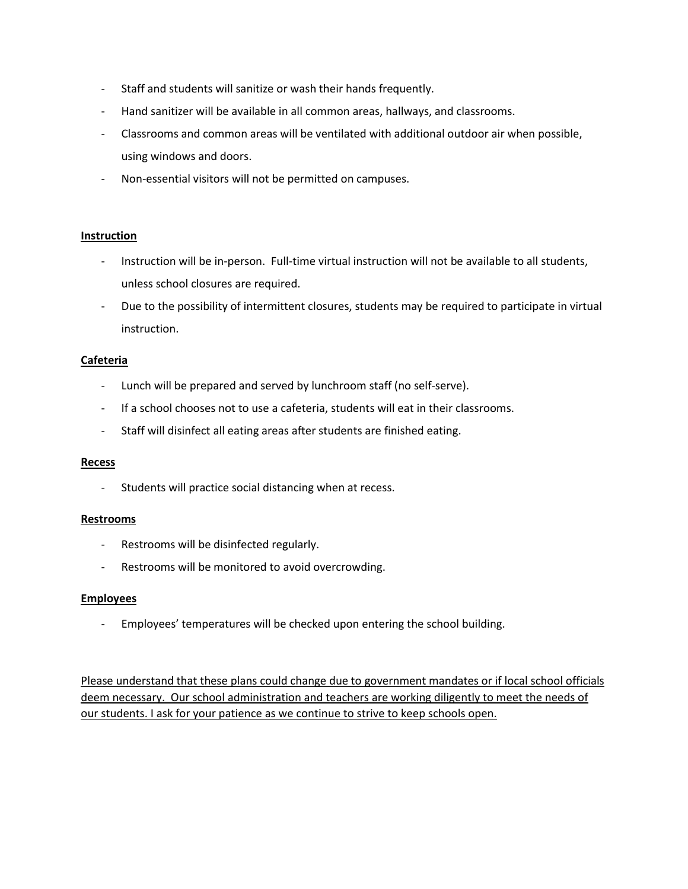- Staff and students will sanitize or wash their hands frequently.
- Hand sanitizer will be available in all common areas, hallways, and classrooms.
- Classrooms and common areas will be ventilated with additional outdoor air when possible, using windows and doors.
- Non-essential visitors will not be permitted on campuses.

**Instruction**

- Instruction will be in-person. Full-time virtual instruction will not be available to all students, unless school closures are required.
- Due to the possibility of intermittent closures, students may be required to participate in virtual instruction.

**Cafeteria**

- Lunch will be prepared and served by lunchroom staff (no self-serve).
- If a school chooses not to use a cafeteria, students will eat in their classrooms.
- Staff will disinfect all eating areas after students are finished eating.

**Recess**

- Students will practice social distancing when at recess.

**Restrooms**

- Restrooms will be disinfected regularly.
- Restrooms will be monitored to avoid overcrowding.

**Employees**

- Employees' temperatures will be checked upon entering the school building.

Please understand that these plans could change due to government mandates or if local school officials deem necessary. Our school administration and teachers are working diligently to meet the needs of our students. I ask for your patience as we continue to strive to keep schools open.